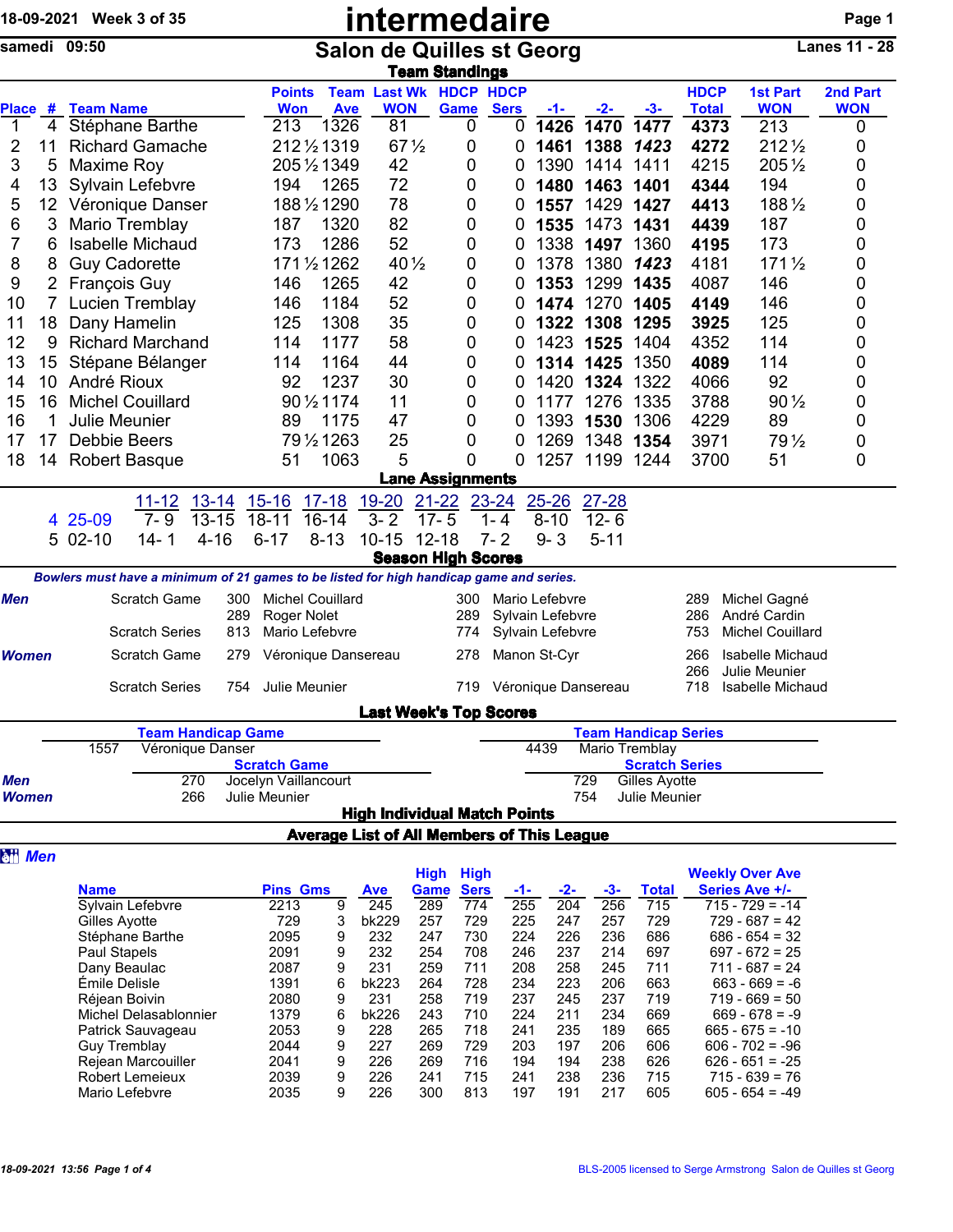# intermedaire

18-09-2021 Week 3 of 35

samedi 09:50

## Salon de Quilles st Georg

Lanes 11 - 28

### Team Standings

| Place | # | Team Name | Points Won | Team Ave | Last Wk WON | HDCP Game | HDCP Sers | -1- | -2- | -3- | HDCP Total | 1st Part WON | 2nd Part WON |
|---|---|---|---|---|---|---|---|---|---|---|---|---|---|
| 1 | 4 | Stéphane Barthe | 213 | 1326 | 81 | 0 | 0 | **1426** | **1470** | **1477** | **4373** | 213 | 0 |
| 2 | 11 | Richard Gamache | 212½ | 1319 | 67½ | 0 | 0 | **1461** | 1388 | ***1423*** | **4272** | 212½ | 0 |
| 3 | 5 | Maxime Roy | 205½ | 1349 | 42 | 0 | 0 | 1390 | 1414 | 1411 | 4215 | 205½ | 0 |
| 4 | 13 | Sylvain Lefebvre | 194 | 1265 | 72 | 0 | 0 | **1480** | **1463** | **1401** | **4344** | 194 | 0 |
| 5 | 12 | Véronique Danser | 188½ | 1290 | 78 | 0 | 0 | **1557** | 1429 | **1427** | **4413** | 188½ | 0 |
| 6 | 3 | Mario Tremblay | 187 | 1320 | 82 | 0 | 0 | **1535** | 1473 | **1431** | **4439** | 187 | 0 |
| 7 | 6 | Isabelle Michaud | 173 | 1286 | 52 | 0 | 0 | 1338 | **1497** | 1360 | 4195 | 173 | 0 |
| 8 | 8 | Guy Cadorette | 171½ | 1262 | 40½ | 0 | 0 | 1378 | 1380 | ***1423*** | 4181 | 171½ | 0 |
| 9 | 2 | François Guy | 146 | 1265 | 42 | 0 | 0 | **1353** | 1299 | **1435** | 4087 | 146 | 0 |
| 10 | 7 | Lucien Tremblay | 146 | 1184 | 52 | 0 | 0 | **1474** | 1270 | **1405** | **4149** | 146 | 0 |
| 11 | 18 | Dany Hamelin | 125 | 1308 | 35 | 0 | 0 | **1322** | **1308** | **1295** | **3925** | 125 | 0 |
| 12 | 9 | Richard Marchand | 114 | 1177 | 58 | 0 | 0 | 1423 | **1525** | 1404 | 4352 | 114 | 0 |
| 13 | 15 | Stépane Bélanger | 114 | 1164 | 44 | 0 | 0 | **1314** | **1425** | 1350 | **4089** | 114 | 0 |
| 14 | 10 | André Rioux | 92 | 1237 | 30 | 0 | 0 | 1420 | **1324** | 1322 | 4066 | 92 | 0 |
| 15 | 16 | Michel Couillard | 90½ | 1174 | 11 | 0 | 0 | 1177 | 1276 | 1335 | 3788 | 90½ | 0 |
| 16 | 1 | Julie Meunier | 89 | 1175 | 47 | 0 | 0 | 1393 | **1530** | 1306 | 4229 | 89 | 0 |
| 17 | 17 | Debbie Beers | 79½ | 1263 | 25 | 0 | 0 | 1269 | 1348 | **1354** | 3971 | 79½ | 0 |
| 18 | 14 | Robert Basque | 51 | 1063 | 5 | 0 | 0 | 1257 | 1199 | 1244 | 3700 | 51 | 0 |

### Lane Assignments

| | 11-12 | 13-14 | 15-16 | 17-18 | 19-20 | 21-22 | 23-24 | 25-26 | 27-28 |
|---|---|---|---|---|---|---|---|---|---|
| 4 25-09 | 7- 9 | 13-15 | 18-11 | 16-14 | 3- 2 | 17- 5 | 1- 4 | 8-10 | 12- 6 |
| 5 02-10 | 14- 1 | 4-16 | 6-17 | 8-13 | 10-15 | 12-18 | 7- 2 | 9- 3 | 5-11 |

### Season High Scores

*Bowlers must have a minimum of 21 games to be listed for high handicap game and series.*

| | | | | | | | |
|---|---|---|---|---|---|---|---|
| ***Men*** | Scratch Game | 300 | Michel Couillard | 300 | Mario Lefebvre | 289 | Michel Gagné |
| | | 289 | Roger Nolet | 289 | Sylvain Lefebvre | 286 | André Cardin |
| | Scratch Series | 813 | Mario Lefebvre | 774 | Sylvain Lefebvre | 753 | Michel Couillard |
| ***Women*** | Scratch Game | 279 | Véronique Dansereau | 278 | Manon St-Cyr | 266 | Isabelle Michaud |
| | | | | | | 266 | Julie Meunier |
| | Scratch Series | 754 | Julie Meunier | 719 | Véronique Dansereau | 718 | Isabelle Michaud |

### Last Week's Top Scores

**Team Handicap Game**: 1557 Véronique Danser

**Team Handicap Series**: 4439 Mario Tremblay

| | Scratch Game | | Scratch Series | |
|---|---|---|---|---|
| ***Men*** | 270 | Jocelyn Vaillancourt | 729 | Gilles Ayotte |
| ***Women*** | 266 | Julie Meunier | 754 | Julie Meunier |

### High Individual Match Points

### Average List of All Members of This League

#### *Men*

| Name | Pins | Gms | Ave | High Game | High Sers | -1- | -2- | -3- | Total | Weekly Over Ave Series Ave +/- |
|---|---|---|---|---|---|---|---|---|---|---|
| Sylvain Lefebvre | 2213 | 9 | 245 | 289 | 774 | 255 | 204 | 256 | 715 | 715 - 729 = -14 |
| Gilles Ayotte | 729 | 3 | bk229 | 257 | 729 | 225 | 247 | 257 | 729 | 729 - 687 = 42 |
| Stéphane Barthe | 2095 | 9 | 232 | 247 | 730 | 224 | 226 | 236 | 686 | 686 - 654 = 32 |
| Paul Stapels | 2091 | 9 | 232 | 254 | 708 | 246 | 237 | 214 | 697 | 697 - 672 = 25 |
| Dany Beaulac | 2087 | 9 | 231 | 259 | 711 | 208 | 258 | 245 | 711 | 711 - 687 = 24 |
| Émile Delisle | 1391 | 6 | bk223 | 264 | 728 | 234 | 223 | 206 | 663 | 663 - 669 = -6 |
| Réjean Boivin | 2080 | 9 | 231 | 258 | 719 | 237 | 245 | 237 | 719 | 719 - 669 = 50 |
| Michel Delasablonnier | 1379 | 6 | bk226 | 243 | 710 | 224 | 211 | 234 | 669 | 669 - 678 = -9 |
| Patrick Sauvageau | 2053 | 9 | 228 | 265 | 718 | 241 | 235 | 189 | 665 | 665 - 675 = -10 |
| Guy Tremblay | 2044 | 9 | 227 | 269 | 729 | 203 | 197 | 206 | 606 | 606 - 702 = -96 |
| Rejean Marcouiller | 2041 | 9 | 226 | 269 | 716 | 194 | 194 | 238 | 626 | 626 - 651 = -25 |
| Robert Lemeieux | 2039 | 9 | 226 | 241 | 715 | 241 | 238 | 236 | 715 | 715 - 639 = 76 |
| Mario Lefebvre | 2035 | 9 | 226 | 300 | 813 | 197 | 191 | 217 | 605 | 605 - 654 = -49 |

18-09-2021 13:56 BLS-2005 licensed to Serge Armstrong Salon de Quilles st Georg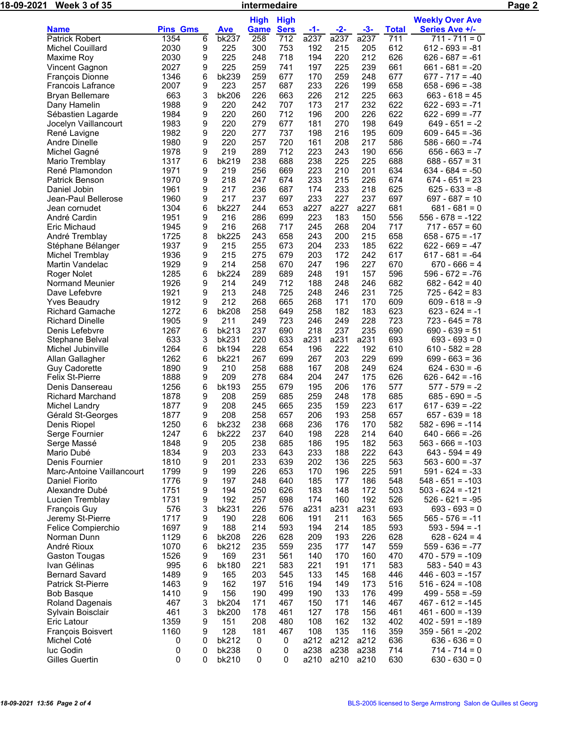18-09-2021 Week 3 of 35 intermedaire

| Name | Pins | Gms | Ave | High Game | High Sers | -1- | -2- | -3- | Total | Weekly Over Ave Series Ave +/- |
|---|---|---|---|---|---|---|---|---|---|---|
| Patrick Robert | 1354 | 6 | bk237 | 258 | 712 | a237 | a237 | a237 | 711 | 711 - 711 = 0 |
| Michel Couillard | 2030 | 9 | 225 | 300 | 753 | 192 | 215 | 205 | 612 | 612 - 693 = -81 |
| Maxime Roy | 2030 | 9 | 225 | 248 | 718 | 194 | 220 | 212 | 626 | 626 - 687 = -61 |
| Vincent Gagnon | 2027 | 9 | 225 | 259 | 741 | 197 | 225 | 239 | 661 | 661 - 681 = -20 |
| François Dionne | 1346 | 6 | bk239 | 259 | 677 | 170 | 259 | 248 | 677 | 677 - 717 = -40 |
| Francois Lafrance | 2007 | 9 | 223 | 257 | 687 | 233 | 226 | 199 | 658 | 658 - 696 = -38 |
| Bryan Bellemare | 663 | 3 | bk206 | 226 | 663 | 226 | 212 | 225 | 663 | 663 - 618 = 45 |
| Dany Hamelin | 1988 | 9 | 220 | 242 | 707 | 173 | 217 | 232 | 622 | 622 - 693 = -71 |
| Sébastien Lagarde | 1984 | 9 | 220 | 260 | 712 | 196 | 200 | 226 | 622 | 622 - 699 = -77 |
| Jocelyn Vaillancourt | 1983 | 9 | 220 | 279 | 677 | 181 | 270 | 198 | 649 | 649 - 651 = -2 |
| René Lavigne | 1982 | 9 | 220 | 277 | 737 | 198 | 216 | 195 | 609 | 609 - 645 = -36 |
| Andre Dinelle | 1980 | 9 | 220 | 257 | 720 | 161 | 208 | 217 | 586 | 586 - 660 = -74 |
| Michel Gagné | 1978 | 9 | 219 | 289 | 712 | 223 | 243 | 190 | 656 | 656 - 663 = -7 |
| Mario Tremblay | 1317 | 6 | bk219 | 238 | 688 | 238 | 225 | 225 | 688 | 688 - 657 = 31 |
| René Plamondon | 1971 | 9 | 219 | 256 | 669 | 223 | 210 | 201 | 634 | 634 - 684 = -50 |
| Patrick Benson | 1970 | 9 | 218 | 247 | 674 | 233 | 215 | 226 | 674 | 674 - 651 = 23 |
| Daniel Jobin | 1961 | 9 | 217 | 236 | 687 | 174 | 233 | 218 | 625 | 625 - 633 = -8 |
| Jean-Paul Bellerose | 1960 | 9 | 217 | 237 | 697 | 233 | 227 | 237 | 697 | 697 - 687 = 10 |
| Jean cornudet | 1304 | 6 | bk227 | 244 | 653 | a227 | a227 | a227 | 681 | 681 - 681 = 0 |
| André Cardin | 1951 | 9 | 216 | 286 | 699 | 223 | 183 | 150 | 556 | 556 - 678 = -122 |
| Eric Michaud | 1945 | 9 | 216 | 268 | 717 | 245 | 268 | 204 | 717 | 717 - 657 = 60 |
| André Tremblay | 1725 | 8 | bk225 | 243 | 658 | 243 | 200 | 215 | 658 | 658 - 675 = -17 |
| Stéphane Bélanger | 1937 | 9 | 215 | 255 | 673 | 204 | 233 | 185 | 622 | 622 - 669 = -47 |
| Michel Tremblay | 1936 | 9 | 215 | 275 | 679 | 203 | 172 | 242 | 617 | 617 - 681 = -64 |
| Martin Vandelac | 1929 | 9 | 214 | 258 | 670 | 247 | 196 | 227 | 670 | 670 - 666 = 4 |
| Roger Nolet | 1285 | 6 | bk224 | 289 | 689 | 248 | 191 | 157 | 596 | 596 - 672 = -76 |
| Normand Meunier | 1926 | 9 | 214 | 249 | 712 | 188 | 248 | 246 | 682 | 682 - 642 = 40 |
| Dave Lefebvre | 1921 | 9 | 213 | 248 | 725 | 248 | 246 | 231 | 725 | 725 - 642 = 83 |
| Yves Beaudry | 1912 | 9 | 212 | 268 | 665 | 268 | 171 | 170 | 609 | 609 - 618 = -9 |
| Richard Gamache | 1272 | 6 | bk208 | 258 | 649 | 258 | 182 | 183 | 623 | 623 - 624 = -1 |
| Richard Dinelle | 1905 | 9 | 211 | 249 | 723 | 246 | 249 | 228 | 723 | 723 - 645 = 78 |
| Denis Lefebvre | 1267 | 6 | bk213 | 237 | 690 | 218 | 237 | 235 | 690 | 690 - 639 = 51 |
| Stephane Belval | 633 | 3 | bk231 | 220 | 633 | a231 | a231 | a231 | 693 | 693 - 693 = 0 |
| Michel Jubinville | 1264 | 6 | bk194 | 228 | 654 | 196 | 222 | 192 | 610 | 610 - 582 = 28 |
| Allan Gallagher | 1262 | 6 | bk221 | 267 | 699 | 267 | 203 | 229 | 699 | 699 - 663 = 36 |
| Guy Cadorette | 1890 | 9 | 210 | 258 | 688 | 167 | 208 | 249 | 624 | 624 - 630 = -6 |
| Felix St-Pierre | 1888 | 9 | 209 | 278 | 684 | 204 | 247 | 175 | 626 | 626 - 642 = -16 |
| Denis Dansereau | 1256 | 6 | bk193 | 255 | 679 | 195 | 206 | 176 | 577 | 577 - 579 = -2 |
| Richard Marchand | 1878 | 9 | 208 | 259 | 685 | 259 | 248 | 178 | 685 | 685 - 690 = -5 |
| Michel Landry | 1877 | 9 | 208 | 245 | 665 | 235 | 159 | 223 | 617 | 617 - 639 = -22 |
| Gérald St-Georges | 1877 | 9 | 208 | 258 | 657 | 206 | 193 | 258 | 657 | 657 - 639 = 18 |
| Denis Riopel | 1250 | 6 | bk232 | 238 | 668 | 236 | 176 | 170 | 582 | 582 - 696 = -114 |
| Serge Fournier | 1247 | 6 | bk222 | 237 | 640 | 198 | 228 | 214 | 640 | 640 - 666 = -26 |
| Serge Massé | 1848 | 9 | 205 | 238 | 685 | 186 | 195 | 182 | 563 | 563 - 666 = -103 |
| Mario Dubé | 1834 | 9 | 203 | 233 | 643 | 233 | 188 | 222 | 643 | 643 - 594 = 49 |
| Denis Fournier | 1810 | 9 | 201 | 233 | 639 | 202 | 136 | 225 | 563 | 563 - 600 = -37 |
| Marc-Antoine Vaillancourt | 1799 | 9 | 199 | 226 | 653 | 170 | 196 | 225 | 591 | 591 - 624 = -33 |
| Daniel Fiorito | 1776 | 9 | 197 | 248 | 640 | 185 | 177 | 186 | 548 | 548 - 651 = -103 |
| Alexandre Dubé | 1751 | 9 | 194 | 250 | 626 | 183 | 148 | 172 | 503 | 503 - 624 = -121 |
| Lucien Tremblay | 1731 | 9 | 192 | 257 | 698 | 174 | 160 | 192 | 526 | 526 - 621 = -95 |
| François Guy | 576 | 3 | bk231 | 226 | 576 | a231 | a231 | a231 | 693 | 693 - 693 = 0 |
| Jeremy St-Pierre | 1717 | 9 | 190 | 228 | 606 | 191 | 211 | 163 | 565 | 565 - 576 = -11 |
| Felice Compierchio | 1697 | 9 | 188 | 214 | 593 | 194 | 214 | 185 | 593 | 593 - 594 = -1 |
| Norman Dunn | 1129 | 6 | bk208 | 226 | 628 | 209 | 193 | 226 | 628 | 628 - 624 = 4 |
| André Rioux | 1070 | 6 | bk212 | 235 | 559 | 235 | 177 | 147 | 559 | 559 - 636 = -77 |
| Gaston Tougas | 1526 | 9 | 169 | 231 | 561 | 140 | 170 | 160 | 470 | 470 - 579 = -109 |
| Ivan Gélinas | 995 | 6 | bk180 | 221 | 583 | 221 | 191 | 171 | 583 | 583 - 540 = 43 |
| Bernard Savard | 1489 | 9 | 165 | 203 | 545 | 133 | 145 | 168 | 446 | 446 - 603 = -157 |
| Patrick St-Pierre | 1463 | 9 | 162 | 197 | 516 | 194 | 149 | 173 | 516 | 516 - 624 = -108 |
| Bob Basque | 1410 | 9 | 156 | 190 | 499 | 190 | 133 | 176 | 499 | 499 - 558 = -59 |
| Roland Dagenais | 467 | 3 | bk204 | 171 | 467 | 150 | 171 | 146 | 467 | 467 - 612 = -145 |
| Sylvain Boisclair | 461 | 3 | bk200 | 178 | 461 | 127 | 178 | 156 | 461 | 461 - 600 = -139 |
| Eric Latour | 1359 | 9 | 151 | 208 | 480 | 108 | 162 | 132 | 402 | 402 - 591 = -189 |
| François Boisvert | 1160 | 9 | 128 | 181 | 467 | 108 | 135 | 116 | 359 | 359 - 561 = -202 |
| Michel Coté | 0 | 0 | bk212 | 0 | 0 | a212 | a212 | a212 | 636 | 636 - 636 = 0 |
| luc Godin | 0 | 0 | bk238 | 0 | 0 | a238 | a238 | a238 | 714 | 714 - 714 = 0 |
| Gilles Guertin | 0 | 0 | bk210 | 0 | 0 | a210 | a210 | a210 | 630 | 630 - 630 = 0 |

18-09-2021 13:56 BLS-2005 licensed to Serge Armstrong Salon de Quilles st Georg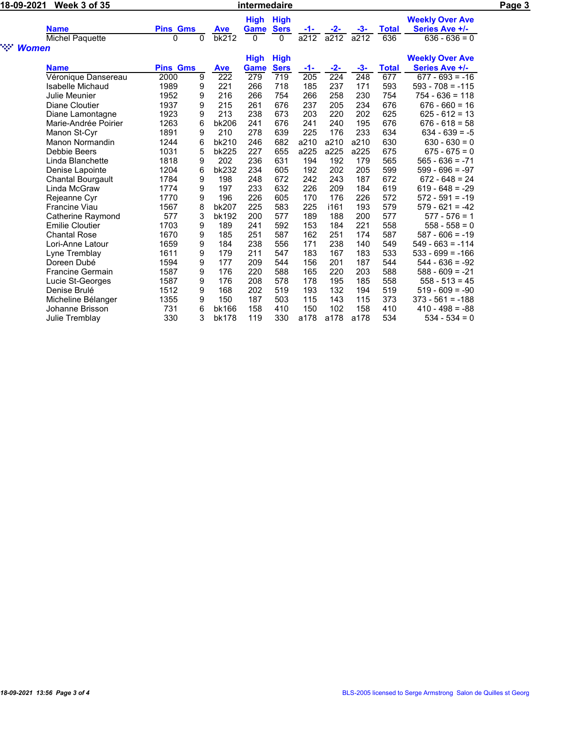18-09-2021 Week 3 of 35 intermedaire

| Name | Pins | Gms | Ave | High Game | High Sers | -1- | -2- | -3- | Total | Weekly Over Ave Series Ave +/- |
|---|---|---|---|---|---|---|---|---|---|---|
| Michel Paquette | 0 | 0 | bk212 | 0 | 0 | a212 | a212 | a212 | 636 | 636 - 636 = 0 |

### *Women*

| Name | Pins | Gms | Ave | High Game | High Sers | -1- | -2- | -3- | Total | Weekly Over Ave Series Ave +/- |
|---|---|---|---|---|---|---|---|---|---|---|
| Véronique Dansereau | 2000 | 9 | 222 | 279 | 719 | 205 | 224 | 248 | 677 | 677 - 693 = -16 |
| Isabelle Michaud | 1989 | 9 | 221 | 266 | 718 | 185 | 237 | 171 | 593 | 593 - 708 = -115 |
| Julie Meunier | 1952 | 9 | 216 | 266 | 754 | 266 | 258 | 230 | 754 | 754 - 636 = 118 |
| Diane Cloutier | 1937 | 9 | 215 | 261 | 676 | 237 | 205 | 234 | 676 | 676 - 660 = 16 |
| Diane Lamontagne | 1923 | 9 | 213 | 238 | 673 | 203 | 220 | 202 | 625 | 625 - 612 = 13 |
| Marie-Andrée Poirier | 1263 | 6 | bk206 | 241 | 676 | 241 | 240 | 195 | 676 | 676 - 618 = 58 |
| Manon St-Cyr | 1891 | 9 | 210 | 278 | 639 | 225 | 176 | 233 | 634 | 634 - 639 = -5 |
| Manon Normandin | 1244 | 6 | bk210 | 246 | 682 | a210 | a210 | a210 | 630 | 630 - 630 = 0 |
| Debbie Beers | 1031 | 5 | bk225 | 227 | 655 | a225 | a225 | a225 | 675 | 675 - 675 = 0 |
| Linda Blanchette | 1818 | 9 | 202 | 236 | 631 | 194 | 192 | 179 | 565 | 565 - 636 = -71 |
| Denise Lapointe | 1204 | 6 | bk232 | 234 | 605 | 192 | 202 | 205 | 599 | 599 - 696 = -97 |
| Chantal Bourgault | 1784 | 9 | 198 | 248 | 672 | 242 | 243 | 187 | 672 | 672 - 648 = 24 |
| Linda McGraw | 1774 | 9 | 197 | 233 | 632 | 226 | 209 | 184 | 619 | 619 - 648 = -29 |
| Rejeanne Cyr | 1770 | 9 | 196 | 226 | 605 | 170 | 176 | 226 | 572 | 572 - 591 = -19 |
| Francine Viau | 1567 | 8 | bk207 | 225 | 583 | 225 | i161 | 193 | 579 | 579 - 621 = -42 |
| Catherine Raymond | 577 | 3 | bk192 | 200 | 577 | 189 | 188 | 200 | 577 | 577 - 576 = 1 |
| Emilie Cloutier | 1703 | 9 | 189 | 241 | 592 | 153 | 184 | 221 | 558 | 558 - 558 = 0 |
| Chantal Rose | 1670 | 9 | 185 | 251 | 587 | 162 | 251 | 174 | 587 | 587 - 606 = -19 |
| Lori-Anne Latour | 1659 | 9 | 184 | 238 | 556 | 171 | 238 | 140 | 549 | 549 - 663 = -114 |
| Lyne Tremblay | 1611 | 9 | 179 | 211 | 547 | 183 | 167 | 183 | 533 | 533 - 699 = -166 |
| Doreen Dubé | 1594 | 9 | 177 | 209 | 544 | 156 | 201 | 187 | 544 | 544 - 636 = -92 |
| Francine Germain | 1587 | 9 | 176 | 220 | 588 | 165 | 220 | 203 | 588 | 588 - 609 = -21 |
| Lucie St-Georges | 1587 | 9 | 176 | 208 | 578 | 178 | 195 | 185 | 558 | 558 - 513 = 45 |
| Denise Brulé | 1512 | 9 | 168 | 202 | 519 | 193 | 132 | 194 | 519 | 519 - 609 = -90 |
| Micheline Bélanger | 1355 | 9 | 150 | 187 | 503 | 115 | 143 | 115 | 373 | 373 - 561 = -188 |
| Johanne Brisson | 731 | 6 | bk166 | 158 | 410 | 150 | 102 | 158 | 410 | 410 - 498 = -88 |
| Julie Tremblay | 330 | 3 | bk178 | 119 | 330 | a178 | a178 | a178 | 534 | 534 - 534 = 0 |

18-09-2021 13:56 BLS-2005 licensed to Serge Armstrong Salon de Quilles st Georg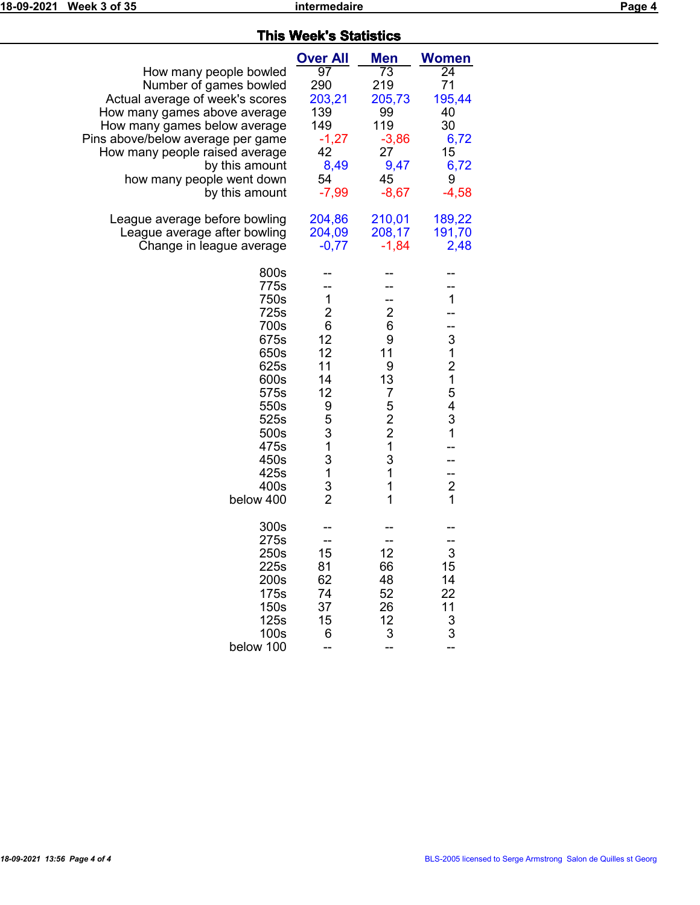## This Week's Statistics

| | Over All | Men | Women |
|---|---|---|---|
| How many people bowled | 97 | 73 | 24 |
| Number of games bowled | 290 | 219 | 71 |
| Actual average of week's scores | 203,21 | 205,73 | 195,44 |
| How many games above average | 139 | 99 | 40 |
| How many games below average | 149 | 119 | 30 |
| Pins above/below average per game | -1,27 | -3,86 | 6,72 |
| How many people raised average | 42 | 27 | 15 |
| by this amount | 8,49 | 9,47 | 6,72 |
| how many people went down | 54 | 45 | 9 |
| by this amount | -7,99 | -8,67 | -4,58 |
| | | | |
| League average before bowling | 204,86 | 210,01 | 189,22 |
| League average after bowling | 204,09 | 208,17 | 191,70 |
| Change in league average | -0,77 | -1,84 | 2,48 |
| | | | |
| 800s | -- | -- | -- |
| 775s | -- | -- | -- |
| 750s | 1 | -- | 1 |
| 725s | 2 | 2 | -- |
| 700s | 6 | 6 | -- |
| 675s | 12 | 9 | 3 |
| 650s | 12 | 11 | 1 |
| 625s | 11 | 9 | 2 |
| 600s | 14 | 13 | 1 |
| 575s | 12 | 7 | 5 |
| 550s | 9 | 5 | 4 |
| 525s | 5 | 2 | 3 |
| 500s | 3 | 2 | 1 |
| 475s | 1 | 1 | -- |
| 450s | 3 | 3 | -- |
| 425s | 1 | 1 | -- |
| 400s | 3 | 1 | 2 |
| below 400 | 2 | 1 | 1 |
| | | | |
| 300s | -- | -- | -- |
| 275s | -- | -- | -- |
| 250s | 15 | 12 | 3 |
| 225s | 81 | 66 | 15 |
| 200s | 62 | 48 | 14 |
| 175s | 74 | 52 | 22 |
| 150s | 37 | 26 | 11 |
| 125s | 15 | 12 | 3 |
| 100s | 6 | 3 | 3 |
| below 100 | -- | -- | -- |